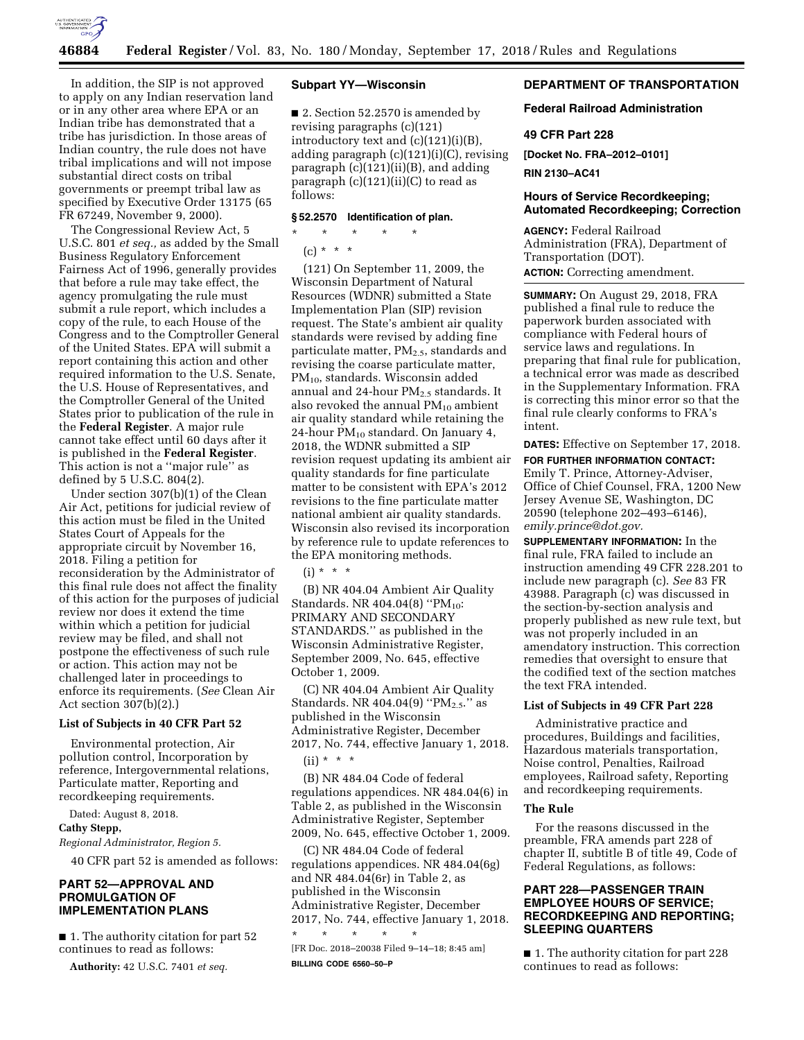In addition, the SIP is not approved to apply on any Indian reservation land or in any other area where EPA or an Indian tribe has demonstrated that a tribe has jurisdiction. In those areas of Indian country, the rule does not have tribal implications and will not impose substantial direct costs on tribal governments or preempt tribal law as specified by Executive Order 13175 (65 FR 67249, November 9, 2000).

The Congressional Review Act, 5 U.S.C. 801 *et seq.,* as added by the Small Business Regulatory Enforcement Fairness Act of 1996, generally provides that before a rule may take effect, the agency promulgating the rule must submit a rule report, which includes a copy of the rule, to each House of the Congress and to the Comptroller General of the United States. EPA will submit a report containing this action and other required information to the U.S. Senate, the U.S. House of Representatives, and the Comptroller General of the United States prior to publication of the rule in the **Federal Register**. A major rule cannot take effect until 60 days after it is published in the **Federal Register**. This action is not a ''major rule'' as defined by 5 U.S.C. 804(2).

Under section 307(b)(1) of the Clean Air Act, petitions for judicial review of this action must be filed in the United States Court of Appeals for the appropriate circuit by November 16, 2018. Filing a petition for reconsideration by the Administrator of this final rule does not affect the finality of this action for the purposes of judicial review nor does it extend the time within which a petition for judicial review may be filed, and shall not postpone the effectiveness of such rule or action. This action may not be challenged later in proceedings to enforce its requirements. (*See* Clean Air Act section 307(b)(2).)

### List of Subjects in 40 CFR Part 52

Environmental protection, Air pollution control, Incorporation by reference, Intergovernmental relations, Particulate matter, Reporting and recordkeeping requirements.

Dated: August 8, 2018.

**Cathy Stepp,**

*Regional Administrator, Region 5.*

40 CFR part 52 is amended as follows:

## PART 52—APPROVAL AND PROMULGATION OF IMPLEMENTATION PLANS

■ 1. The authority citation for part 52 continues to read as follows:

**Authority:** 42 U.S.C. 7401 *et seq.*

### Subpart YY—Wisconsin

■ 2. Section 52.2570 is amended by revising paragraphs (c)(121) introductory text and (c)(121)(i)(B), adding paragraph (c)(121)(i)(C), revising paragraph (c)(121)(ii)(B), and adding paragraph (c)(121)(ii)(C) to read as follows:

### § 52.2570 Identification of plan.

\* \* \* \* \*

(c) \* \* \*

(121) On September 11, 2009, the Wisconsin Department of Natural Resources (WDNR) submitted a State Implementation Plan (SIP) revision request. The State's ambient air quality standards were revised by adding fine particulate matter, $PM_{2.5}$, standards and revising the coarse particulate matter, $PM_{10}$, standards. Wisconsin added annual and 24-hour $PM_{2.5}$ standards. It also revoked the annual $PM_{10}$ ambient air quality standard while retaining the 24-hour $PM_{10}$ standard. On January 4, 2018, the WDNR submitted a SIP revision request updating its ambient air quality standards for fine particulate matter to be consistent with EPA's 2012 revisions to the fine particulate matter national ambient air quality standards. Wisconsin also revised its incorporation by reference rule to update references to the EPA monitoring methods.

(i) \* \* \*

(B) NR 404.04 Ambient Air Quality Standards. NR 404.04(8) ''$PM_{10}$: PRIMARY AND SECONDARY STANDARDS.'' as published in the Wisconsin Administrative Register, September 2009, No. 645, effective October 1, 2009.

(C) NR 404.04 Ambient Air Quality Standards. NR 404.04(9) ''$PM_{2.5}$.'' as published in the Wisconsin Administrative Register, December 2017, No. 744, effective January 1, 2018.

(ii) \* \* \*

(B) NR 484.04 Code of federal regulations appendices. NR 484.04(6) in Table 2, as published in the Wisconsin Administrative Register, September 2009, No. 645, effective October 1, 2009.

(C) NR 484.04 Code of federal regulations appendices. NR 484.04(6g) and NR 484.04(6r) in Table 2, as published in the Wisconsin Administrative Register, December 2017, No. 744, effective January 1, 2018.

\* \* \* \* \*

[FR Doc. 2018–20038 Filed 9–14–18; 8:45 am]

**BILLING CODE 6560–50–P**

## DEPARTMENT OF TRANSPORTATION

### Federal Railroad Administration

### 49 CFR Part 228

**[Docket No. FRA–2012–0101]**

**RIN 2130–AC41**

### Hours of Service Recordkeeping; Automated Recordkeeping; Correction

**AGENCY:** Federal Railroad Administration (FRA), Department of Transportation (DOT).

**ACTION:** Correcting amendment.

**SUMMARY:** On August 29, 2018, FRA published a final rule to reduce the paperwork burden associated with compliance with Federal hours of service laws and regulations. In preparing that final rule for publication, a technical error was made as described in the Supplementary Information. FRA is correcting this minor error so that the final rule clearly conforms to FRA's intent.

**DATES:** Effective on September 17, 2018.

**FOR FURTHER INFORMATION CONTACT:** Emily T. Prince, Attorney-Adviser, Office of Chief Counsel, FRA, 1200 New Jersey Avenue SE, Washington, DC 20590 (telephone 202–493–6146), *emily.prince@dot.gov.*

**SUPPLEMENTARY INFORMATION:** In the final rule, FRA failed to include an instruction amending 49 CFR 228.201 to include new paragraph (c). *See* 83 FR 43988. Paragraph (c) was discussed in the section-by-section analysis and properly published as new rule text, but was not properly included in an amendatory instruction. This correction remedies that oversight to ensure that the codified text of the section matches the text FRA intended.

### List of Subjects in 49 CFR Part 228

Administrative practice and procedures, Buildings and facilities, Hazardous materials transportation, Noise control, Penalties, Railroad employees, Railroad safety, Reporting and recordkeeping requirements.

### The Rule

For the reasons discussed in the preamble, FRA amends part 228 of chapter II, subtitle B of title 49, Code of Federal Regulations, as follows:

## PART 228—PASSENGER TRAIN EMPLOYEE HOURS OF SERVICE; RECORDKEEPING AND REPORTING; SLEEPING QUARTERS

■ 1. The authority citation for part 228 continues to read as follows: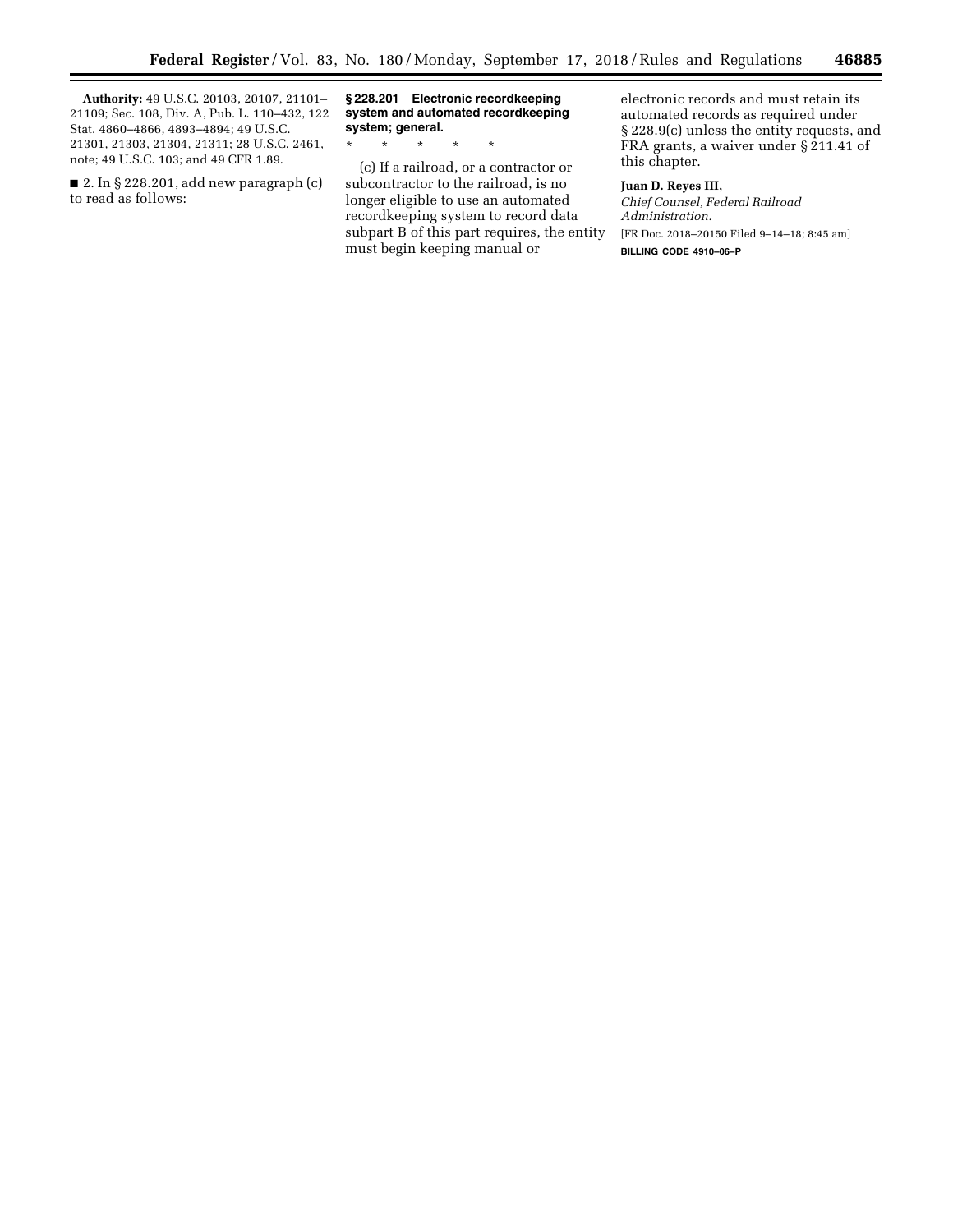**Authority:** 49 U.S.C. 20103, 20107, 21101–21109; Sec. 108, Div. A, Pub. L. 110–432, 122 Stat. 4860–4866, 4893–4894; 49 U.S.C. 21301, 21303, 21304, 21311; 28 U.S.C. 2461, note; 49 U.S.C. 103; and 49 CFR 1.89.

■ 2. In § 228.201, add new paragraph (c) to read as follows:

**§ 228.201 Electronic recordkeeping system and automated recordkeeping system; general.**

\* \* \* \* \*

(c) If a railroad, or a contractor or subcontractor to the railroad, is no longer eligible to use an automated recordkeeping system to record data subpart B of this part requires, the entity must begin keeping manual or electronic records and must retain its automated records as required under § 228.9(c) unless the entity requests, and FRA grants, a waiver under § 211.41 of this chapter.

**Juan D. Reyes III,**

*Chief Counsel, Federal Railroad Administration.*

[FR Doc. 2018–20150 Filed 9–14–18; 8:45 am]

**BILLING CODE 4910–06–P**